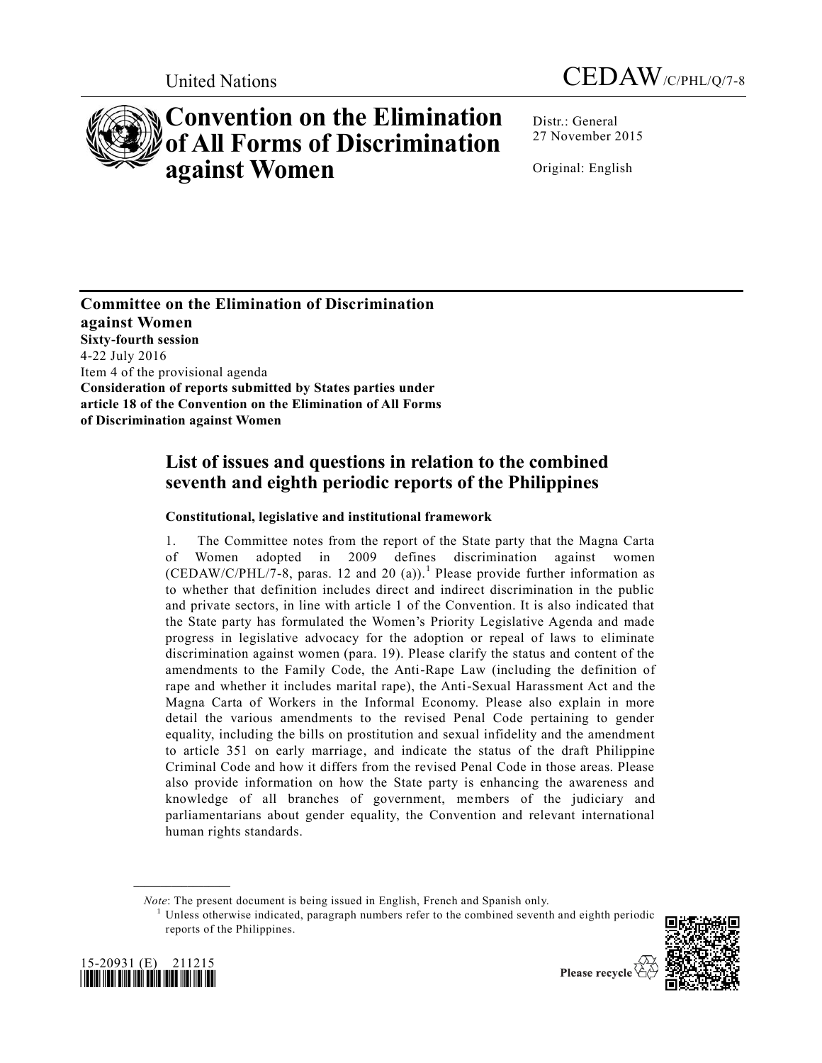United Nations

CEDAW/C/PHL/Q/7-8

# Convention on the Elimination of All Forms of Discrimination against Women

Distr.: General
27 November 2015

Original: English

**Committee on the Elimination of Discrimination against Women**
**Sixty-fourth session**
4-22 July 2016
Item 4 of the provisional agenda
**Consideration of reports submitted by States parties under article 18 of the Convention on the Elimination of All Forms of Discrimination against Women**

## List of issues and questions in relation to the combined seventh and eighth periodic reports of the Philippines

### Constitutional, legislative and institutional framework

1. The Committee notes from the report of the State party that the Magna Carta of Women adopted in 2009 defines discrimination against women (CEDAW/C/PHL/7-8, paras. 12 and 20 (a)).[1] Please provide further information as to whether that definition includes direct and indirect discrimination in the public and private sectors, in line with article 1 of the Convention. It is also indicated that the State party has formulated the Women's Priority Legislative Agenda and made progress in legislative advocacy for the adoption or repeal of laws to eliminate discrimination against women (para. 19). Please clarify the status and content of the amendments to the Family Code, the Anti-Rape Law (including the definition of rape and whether it includes marital rape), the Anti-Sexual Harassment Act and the Magna Carta of Workers in the Informal Economy. Please also explain in more detail the various amendments to the revised Penal Code pertaining to gender equality, including the bills on prostitution and sexual infidelity and the amendment to article 351 on early marriage, and indicate the status of the draft Philippine Criminal Code and how it differs from the revised Penal Code in those areas. Please also provide information on how the State party is enhancing the awareness and knowledge of all branches of government, members of the judiciary and parliamentarians about gender equality, the Convention and relevant international human rights standards.

*Note*: The present document is being issued in English, French and Spanish only.

[1] Unless otherwise indicated, paragraph numbers refer to the combined seventh and eighth periodic reports of the Philippines.

15-20931 (E) 211215

Please recycle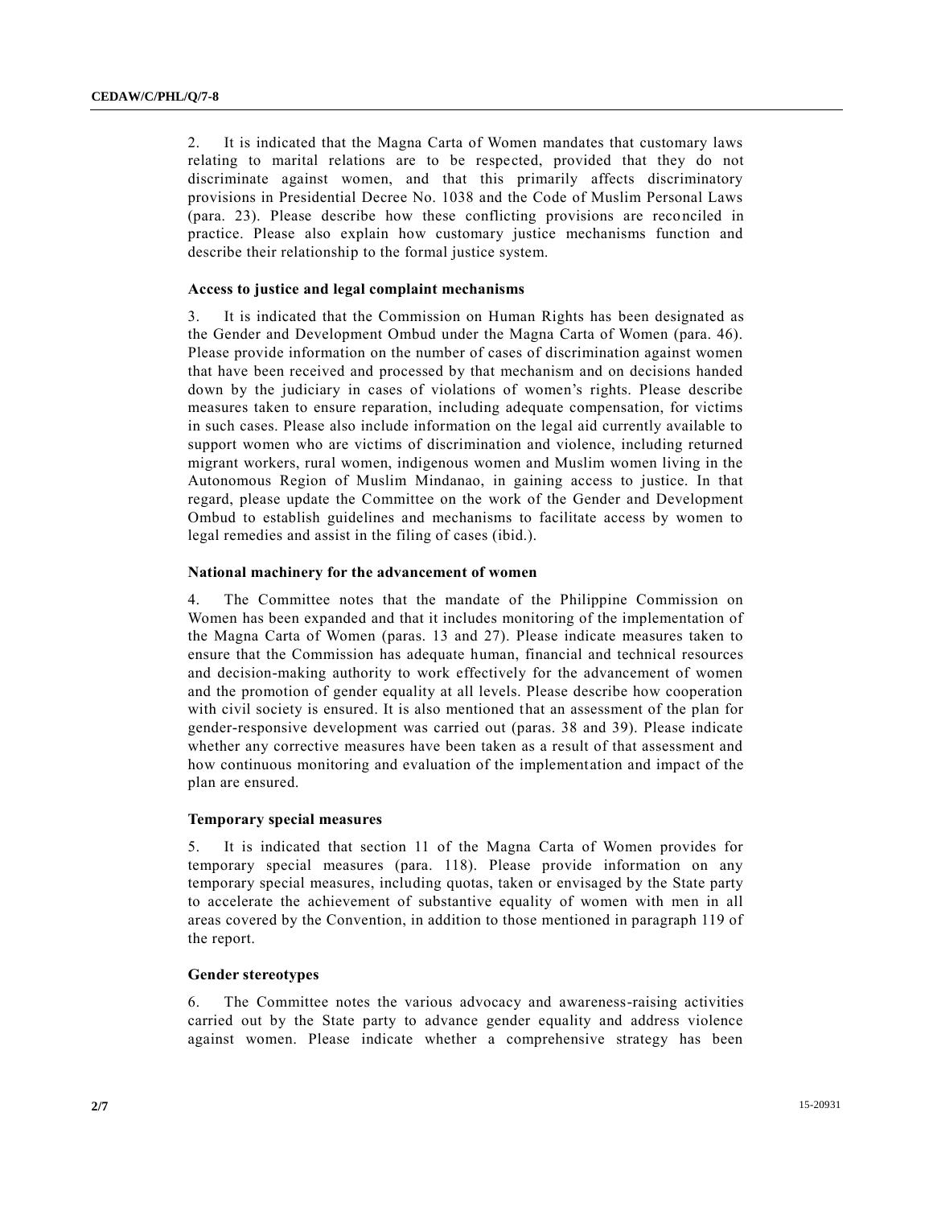2. It is indicated that the Magna Carta of Women mandates that customary laws relating to marital relations are to be respected, provided that they do not discriminate against women, and that this primarily affects discriminatory provisions in Presidential Decree No. 1038 and the Code of Muslim Personal Laws (para. 23). Please describe how these conflicting provisions are reconciled in practice. Please also explain how customary justice mechanisms function and describe their relationship to the formal justice system.

### Access to justice and legal complaint mechanisms

3. It is indicated that the Commission on Human Rights has been designated as the Gender and Development Ombud under the Magna Carta of Women (para. 46). Please provide information on the number of cases of discrimination against women that have been received and processed by that mechanism and on decisions handed down by the judiciary in cases of violations of women's rights. Please describe measures taken to ensure reparation, including adequate compensation, for victims in such cases. Please also include information on the legal aid currently available to support women who are victims of discrimination and violence, including returned migrant workers, rural women, indigenous women and Muslim women living in the Autonomous Region of Muslim Mindanao, in gaining access to justice. In that regard, please update the Committee on the work of the Gender and Development Ombud to establish guidelines and mechanisms to facilitate access by women to legal remedies and assist in the filing of cases (ibid.).

### National machinery for the advancement of women

4. The Committee notes that the mandate of the Philippine Commission on Women has been expanded and that it includes monitoring of the implementation of the Magna Carta of Women (paras. 13 and 27). Please indicate measures taken to ensure that the Commission has adequate human, financial and technical resources and decision-making authority to work effectively for the advancement of women and the promotion of gender equality at all levels. Please describe how cooperation with civil society is ensured. It is also mentioned that an assessment of the plan for gender-responsive development was carried out (paras. 38 and 39). Please indicate whether any corrective measures have been taken as a result of that assessment and how continuous monitoring and evaluation of the implementation and impact of the plan are ensured.

### Temporary special measures

5. It is indicated that section 11 of the Magna Carta of Women provides for temporary special measures (para. 118). Please provide information on any temporary special measures, including quotas, taken or envisaged by the State party to accelerate the achievement of substantive equality of women with men in all areas covered by the Convention, in addition to those mentioned in paragraph 119 of the report.

### Gender stereotypes

6. The Committee notes the various advocacy and awareness-raising activities carried out by the State party to advance gender equality and address violence against women. Please indicate whether a comprehensive strategy has been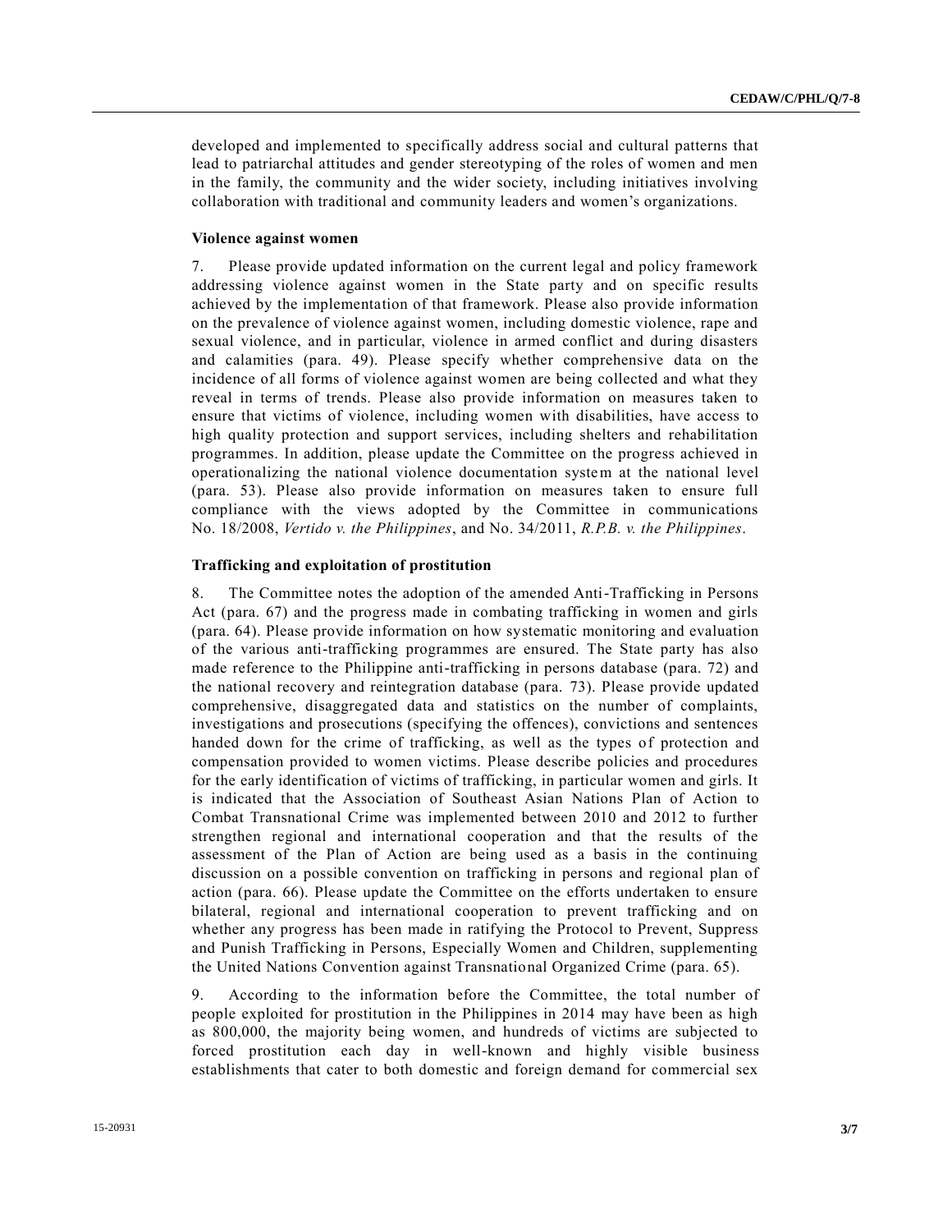developed and implemented to specifically address social and cultural patterns that lead to patriarchal attitudes and gender stereotyping of the roles of women and men in the family, the community and the wider society, including initiatives involving collaboration with traditional and community leaders and women's organizations.

### Violence against women

7. Please provide updated information on the current legal and policy framework addressing violence against women in the State party and on specific results achieved by the implementation of that framework. Please also provide information on the prevalence of violence against women, including domestic violence, rape and sexual violence, and in particular, violence in armed conflict and during disasters and calamities (para. 49). Please specify whether comprehensive data on the incidence of all forms of violence against women are being collected and what they reveal in terms of trends. Please also provide information on measures taken to ensure that victims of violence, including women with disabilities, have access to high quality protection and support services, including shelters and rehabilitation programmes. In addition, please update the Committee on the progress achieved in operationalizing the national violence documentation system at the national level (para. 53). Please also provide information on measures taken to ensure full compliance with the views adopted by the Committee in communications No. 18/2008, *Vertido v. the Philippines*, and No. 34/2011, *R.P.B. v. the Philippines*.

### Trafficking and exploitation of prostitution

8. The Committee notes the adoption of the amended Anti-Trafficking in Persons Act (para. 67) and the progress made in combating trafficking in women and girls (para. 64). Please provide information on how systematic monitoring and evaluation of the various anti-trafficking programmes are ensured. The State party has also made reference to the Philippine anti-trafficking in persons database (para. 72) and the national recovery and reintegration database (para. 73). Please provide updated comprehensive, disaggregated data and statistics on the number of complaints, investigations and prosecutions (specifying the offences), convictions and sentences handed down for the crime of trafficking, as well as the types of protection and compensation provided to women victims. Please describe policies and procedures for the early identification of victims of trafficking, in particular women and girls. It is indicated that the Association of Southeast Asian Nations Plan of Action to Combat Transnational Crime was implemented between 2010 and 2012 to further strengthen regional and international cooperation and that the results of the assessment of the Plan of Action are being used as a basis in the continuing discussion on a possible convention on trafficking in persons and regional plan of action (para. 66). Please update the Committee on the efforts undertaken to ensure bilateral, regional and international cooperation to prevent trafficking and on whether any progress has been made in ratifying the Protocol to Prevent, Suppress and Punish Trafficking in Persons, Especially Women and Children, supplementing the United Nations Convention against Transnational Organized Crime (para. 65).

9. According to the information before the Committee, the total number of people exploited for prostitution in the Philippines in 2014 may have been as high as 800,000, the majority being women, and hundreds of victims are subjected to forced prostitution each day in well-known and highly visible business establishments that cater to both domestic and foreign demand for commercial sex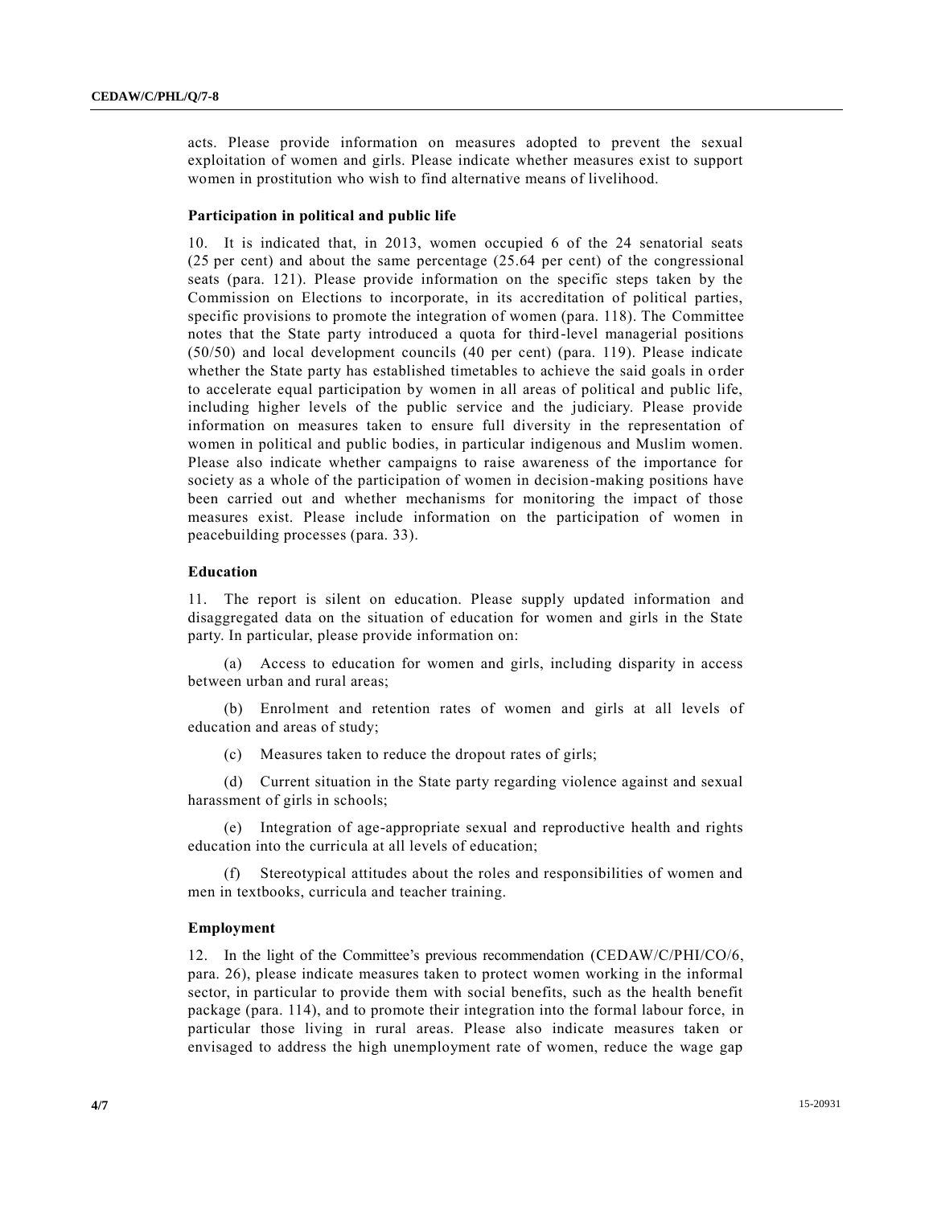acts. Please provide information on measures adopted to prevent the sexual exploitation of women and girls. Please indicate whether measures exist to support women in prostitution who wish to find alternative means of livelihood.

### Participation in political and public life

10. It is indicated that, in 2013, women occupied 6 of the 24 senatorial seats (25 per cent) and about the same percentage (25.64 per cent) of the congressional seats (para. 121). Please provide information on the specific steps taken by the Commission on Elections to incorporate, in its accreditation of political parties, specific provisions to promote the integration of women (para. 118). The Committee notes that the State party introduced a quota for third-level managerial positions (50/50) and local development councils (40 per cent) (para. 119). Please indicate whether the State party has established timetables to achieve the said goals in order to accelerate equal participation by women in all areas of political and public life, including higher levels of the public service and the judiciary. Please provide information on measures taken to ensure full diversity in the representation of women in political and public bodies, in particular indigenous and Muslim women. Please also indicate whether campaigns to raise awareness of the importance for society as a whole of the participation of women in decision-making positions have been carried out and whether mechanisms for monitoring the impact of those measures exist. Please include information on the participation of women in peacebuilding processes (para. 33).

### Education

11. The report is silent on education. Please supply updated information and disaggregated data on the situation of education for women and girls in the State party. In particular, please provide information on:

(a) Access to education for women and girls, including disparity in access between urban and rural areas;

(b) Enrolment and retention rates of women and girls at all levels of education and areas of study;

(c) Measures taken to reduce the dropout rates of girls;

(d) Current situation in the State party regarding violence against and sexual harassment of girls in schools;

(e) Integration of age-appropriate sexual and reproductive health and rights education into the curricula at all levels of education;

(f) Stereotypical attitudes about the roles and responsibilities of women and men in textbooks, curricula and teacher training.

### Employment

12. In the light of the Committee's previous recommendation (CEDAW/C/PHI/CO/6, para. 26), please indicate measures taken to protect women working in the informal sector, in particular to provide them with social benefits, such as the health benefit package (para. 114), and to promote their integration into the formal labour force, in particular those living in rural areas. Please also indicate measures taken or envisaged to address the high unemployment rate of women, reduce the wage gap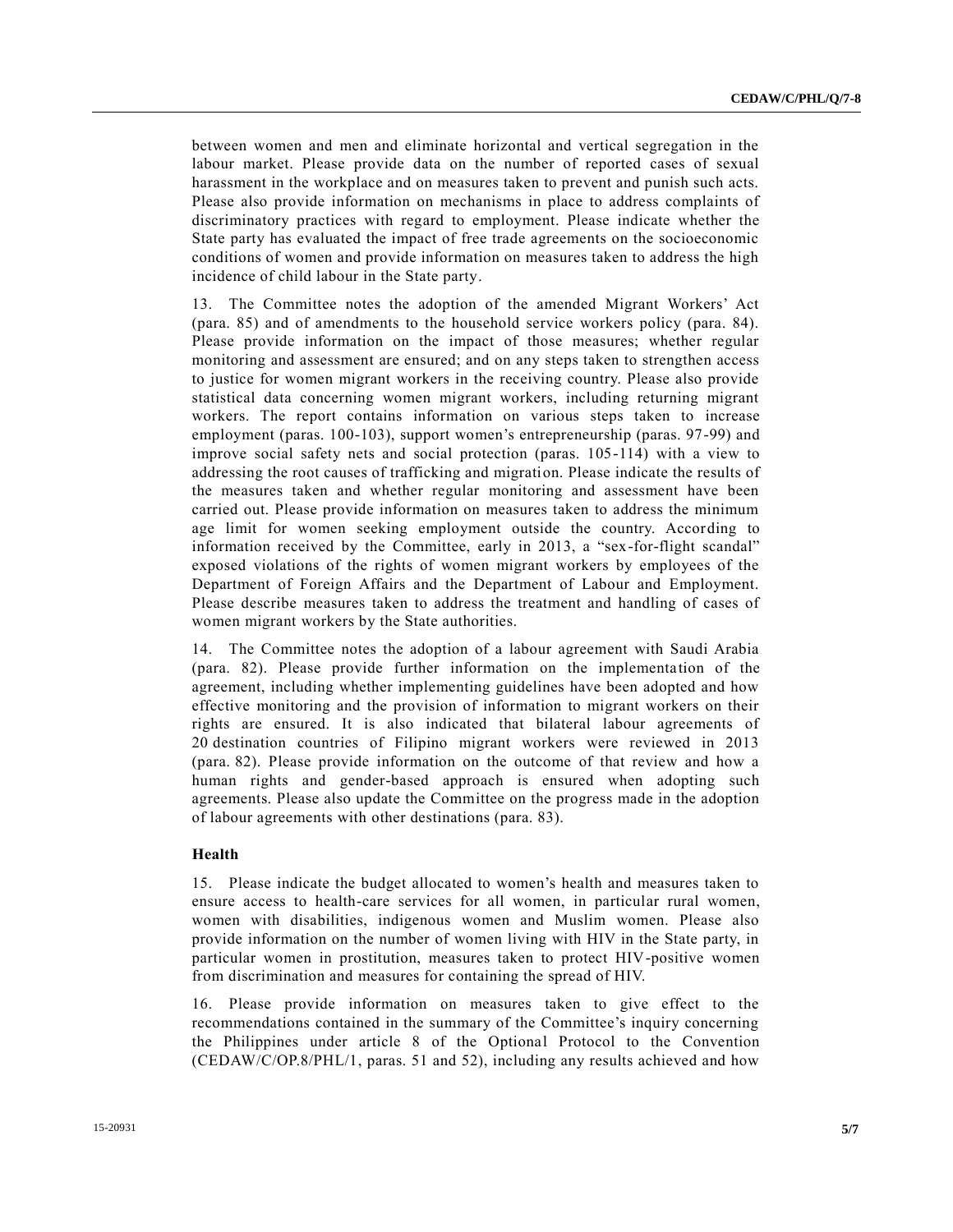between women and men and eliminate horizontal and vertical segregation in the labour market. Please provide data on the number of reported cases of sexual harassment in the workplace and on measures taken to prevent and punish such acts. Please also provide information on mechanisms in place to address complaints of discriminatory practices with regard to employment. Please indicate whether the State party has evaluated the impact of free trade agreements on the socioeconomic conditions of women and provide information on measures taken to address the high incidence of child labour in the State party.

13. The Committee notes the adoption of the amended Migrant Workers' Act (para. 85) and of amendments to the household service workers policy (para. 84). Please provide information on the impact of those measures; whether regular monitoring and assessment are ensured; and on any steps taken to strengthen access to justice for women migrant workers in the receiving country. Please also provide statistical data concerning women migrant workers, including returning migrant workers. The report contains information on various steps taken to increase employment (paras. 100-103), support women's entrepreneurship (paras. 97-99) and improve social safety nets and social protection (paras. 105-114) with a view to addressing the root causes of trafficking and migration. Please indicate the results of the measures taken and whether regular monitoring and assessment have been carried out. Please provide information on measures taken to address the minimum age limit for women seeking employment outside the country. According to information received by the Committee, early in 2013, a "sex-for-flight scandal" exposed violations of the rights of women migrant workers by employees of the Department of Foreign Affairs and the Department of Labour and Employment. Please describe measures taken to address the treatment and handling of cases of women migrant workers by the State authorities.

14. The Committee notes the adoption of a labour agreement with Saudi Arabia (para. 82). Please provide further information on the implementation of the agreement, including whether implementing guidelines have been adopted and how effective monitoring and the provision of information to migrant workers on their rights are ensured. It is also indicated that bilateral labour agreements of 20 destination countries of Filipino migrant workers were reviewed in 2013 (para. 82). Please provide information on the outcome of that review and how a human rights and gender-based approach is ensured when adopting such agreements. Please also update the Committee on the progress made in the adoption of labour agreements with other destinations (para. 83).

### Health

15. Please indicate the budget allocated to women's health and measures taken to ensure access to health-care services for all women, in particular rural women, women with disabilities, indigenous women and Muslim women. Please also provide information on the number of women living with HIV in the State party, in particular women in prostitution, measures taken to protect HIV-positive women from discrimination and measures for containing the spread of HIV.

16. Please provide information on measures taken to give effect to the recommendations contained in the summary of the Committee's inquiry concerning the Philippines under article 8 of the Optional Protocol to the Convention (CEDAW/C/OP.8/PHL/1, paras. 51 and 52), including any results achieved and how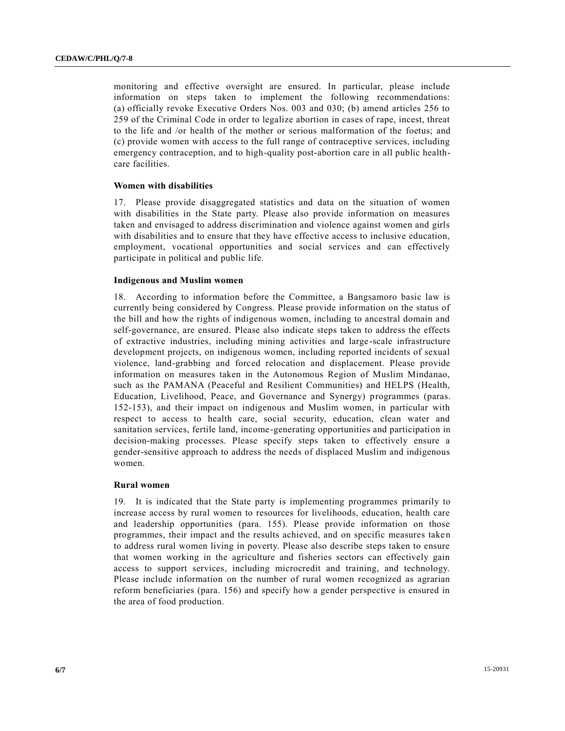monitoring and effective oversight are ensured. In particular, please include information on steps taken to implement the following recommendations: (a) officially revoke Executive Orders Nos. 003 and 030; (b) amend articles 256 to 259 of the Criminal Code in order to legalize abortion in cases of rape, incest, threat to the life and /or health of the mother or serious malformation of the foetus; and (c) provide women with access to the full range of contraceptive services, including emergency contraception, and to high-quality post-abortion care in all public health-care facilities.

### Women with disabilities

17. Please provide disaggregated statistics and data on the situation of women with disabilities in the State party. Please also provide information on measures taken and envisaged to address discrimination and violence against women and girls with disabilities and to ensure that they have effective access to inclusive education, employment, vocational opportunities and social services and can effectively participate in political and public life.

### Indigenous and Muslim women

18. According to information before the Committee, a Bangsamoro basic law is currently being considered by Congress. Please provide information on the status of the bill and how the rights of indigenous women, including to ancestral domain and self-governance, are ensured. Please also indicate steps taken to address the effects of extractive industries, including mining activities and large-scale infrastructure development projects, on indigenous women, including reported incidents of sexual violence, land-grabbing and forced relocation and displacement. Please provide information on measures taken in the Autonomous Region of Muslim Mindanao, such as the PAMANA (Peaceful and Resilient Communities) and HELPS (Health, Education, Livelihood, Peace, and Governance and Synergy) programmes (paras. 152-153), and their impact on indigenous and Muslim women, in particular with respect to access to health care, social security, education, clean water and sanitation services, fertile land, income-generating opportunities and participation in decision-making processes. Please specify steps taken to effectively ensure a gender-sensitive approach to address the needs of displaced Muslim and indigenous women.

### Rural women

19. It is indicated that the State party is implementing programmes primarily to increase access by rural women to resources for livelihoods, education, health care and leadership opportunities (para. 155). Please provide information on those programmes, their impact and the results achieved, and on specific measures taken to address rural women living in poverty. Please also describe steps taken to ensure that women working in the agriculture and fisheries sectors can effectively gain access to support services, including microcredit and training, and technology. Please include information on the number of rural women recognized as agrarian reform beneficiaries (para. 156) and specify how a gender perspective is ensured in the area of food production.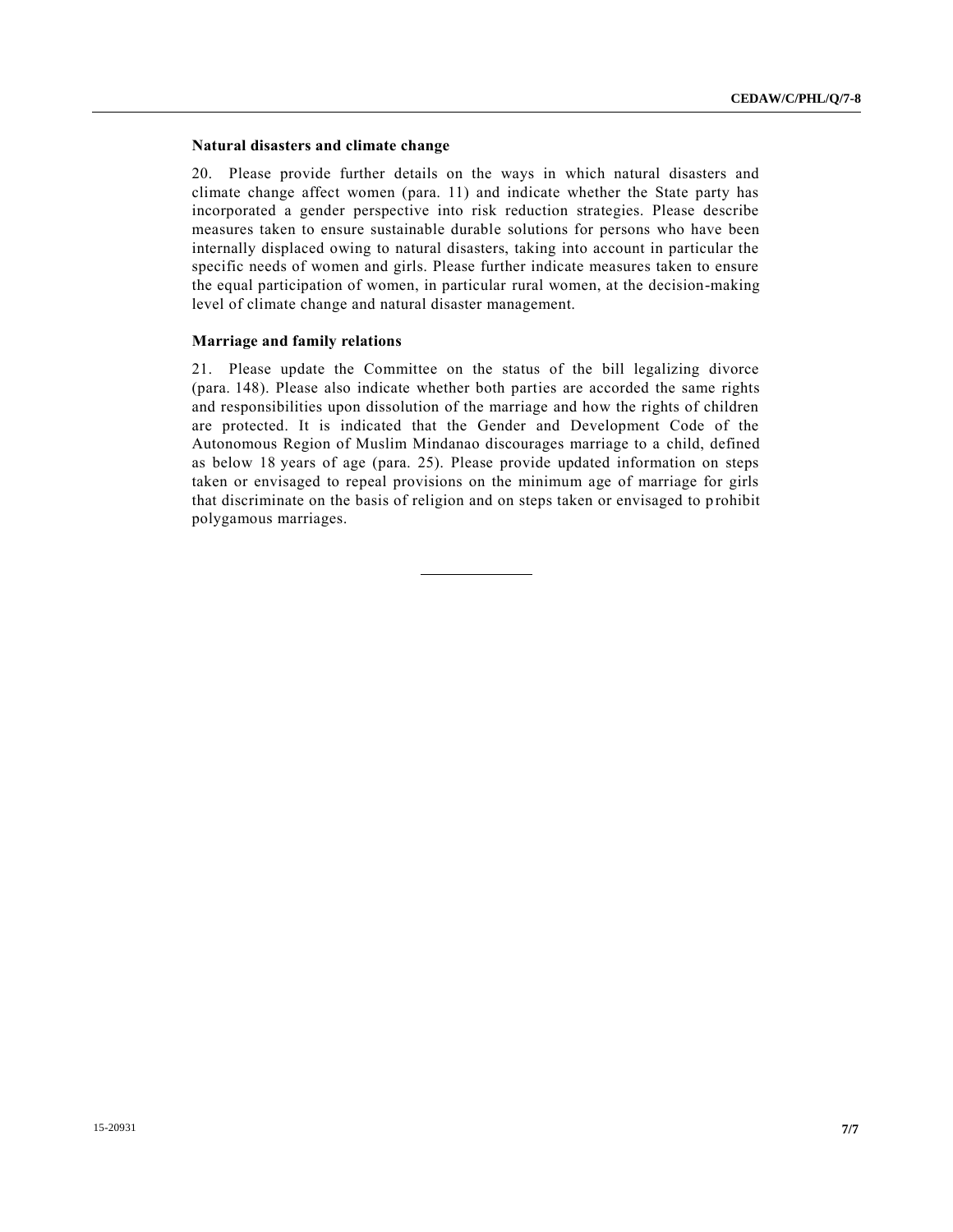### Natural disasters and climate change

20. Please provide further details on the ways in which natural disasters and climate change affect women (para. 11) and indicate whether the State party has incorporated a gender perspective into risk reduction strategies. Please describe measures taken to ensure sustainable durable solutions for persons who have been internally displaced owing to natural disasters, taking into account in particular the specific needs of women and girls. Please further indicate measures taken to ensure the equal participation of women, in particular rural women, at the decision-making level of climate change and natural disaster management.

### Marriage and family relations

21. Please update the Committee on the status of the bill legalizing divorce (para. 148). Please also indicate whether both parties are accorded the same rights and responsibilities upon dissolution of the marriage and how the rights of children are protected. It is indicated that the Gender and Development Code of the Autonomous Region of Muslim Mindanao discourages marriage to a child, defined as below 18 years of age (para. 25). Please provide updated information on steps taken or envisaged to repeal provisions on the minimum age of marriage for girls that discriminate on the basis of religion and on steps taken or envisaged to prohibit polygamous marriages.